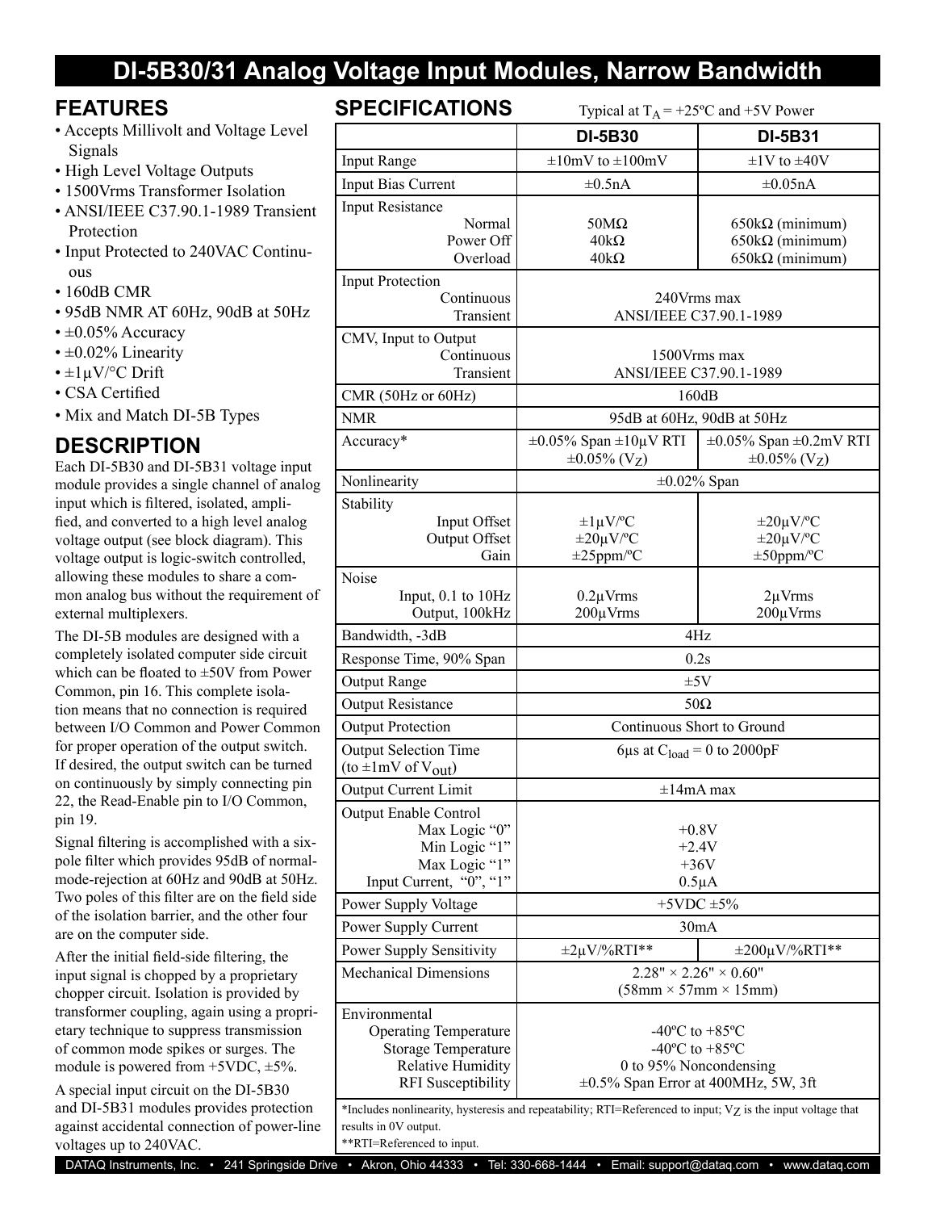# DI-5B30/31 Analog Voltage Input Modules, Narrow Bandwidth

## FEATURES

- Accepts Millivolt and Voltage Level Signals
- High Level Voltage Outputs
- 1500Vrms Transformer Isolation
- ANSI/IEEE C37.90.1-1989 Transient Protection
- Input Protected to 240VAC Continuous
- 160dB CMR
- 95dB NMR AT 60Hz, 90dB at 50Hz
- ±0.05% Accuracy
- ±0.02% Linearity
- ±1μV/°C Drift
- CSA Certified
- Mix and Match DI-5B Types

## DESCRIPTION

Each DI-5B30 and DI-5B31 voltage input module provides a single channel of analog input which is filtered, isolated, amplified, and converted to a high level analog voltage output (see block diagram). This voltage output is logic-switch controlled, allowing these modules to share a common analog bus without the requirement of external multiplexers.

The DI-5B modules are designed with a completely isolated computer side circuit which can be floated to ±50V from Power Common, pin 16. This complete isolation means that no connection is required between I/O Common and Power Common for proper operation of the output switch. If desired, the output switch can be turned on continuously by simply connecting pin 22, the Read-Enable pin to I/O Common, pin 19.

Signal filtering is accomplished with a six-pole filter which provides 95dB of normal-mode-rejection at 60Hz and 90dB at 50Hz. Two poles of this filter are on the field side of the isolation barrier, and the other four are on the computer side.

After the initial field-side filtering, the input signal is chopped by a proprietary chopper circuit. Isolation is provided by transformer coupling, again using a proprietary technique to suppress transmission of common mode spikes or surges. The module is powered from +5VDC, ±5%.

A special input circuit on the DI-5B30 and DI-5B31 modules provides protection against accidental connection of power-line voltages up to 240VAC.

## SPECIFICATIONS

Typical at $T_A$ = +25ºC and +5V Power

| | DI-5B30 | DI-5B31 |
|---|---|---|
| Input Range | ±10mV to ±100mV | ±1V to ±40V |
| Input Bias Current | ±0.5nA | ±0.05nA |
| Input Resistance<br>Normal<br>Power Off<br>Overload | <br>50MΩ<br>40kΩ<br>40kΩ | <br>650kΩ (minimum)<br>650kΩ (minimum)<br>650kΩ (minimum) |
| Input Protection<br>Continuous<br>Transient | <br>240Vrms max<br>ANSI/IEEE C37.90.1-1989 | |
| CMV, Input to Output<br>Continuous<br>Transient | <br>1500Vrms max<br>ANSI/IEEE C37.90.1-1989 | |
| CMR (50Hz or 60Hz) | 160dB | |
| NMR | 95dB at 60Hz, 90dB at 50Hz | |
| Accuracy* | ±0.05% Span ±10μV RTI<br>±0.05% ($V_Z$) | ±0.05% Span ±0.2mV RTI<br>±0.05% ($V_Z$) |
| Nonlinearity | ±0.02% Span | |
| Stability<br>Input Offset<br>Output Offset<br>Gain | <br>±1μV/ºC<br>±20μV/ºC<br>±25ppm/ºC | <br>±20μV/ºC<br>±20μV/ºC<br>±50ppm/ºC |
| Noise<br>Input, 0.1 to 10Hz<br>Output, 100kHz | <br>0.2μVrms<br>200μVrms | <br>2μVrms<br>200μVrms |
| Bandwidth, -3dB | 4Hz | |
| Response Time, 90% Span | 0.2s | |
| Output Range | ±5V | |
| Output Resistance | 50Ω | |
| Output Protection | Continuous Short to Ground | |
| Output Selection Time (to ±1mV of $V_{out}$) | 6μs at $C_{load}$ = 0 to 2000pF | |
| Output Current Limit | ±14mA max | |
| Output Enable Control<br>Max Logic "0"<br>Min Logic "1"<br>Max Logic "1"<br>Input Current, "0", "1" | <br>+0.8V<br>+2.4V<br>+36V<br>0.5μA | |
| Power Supply Voltage | +5VDC ±5% | |
| Power Supply Current | 30mA | |
| Power Supply Sensitivity | ±2μV/%RTI** | ±200μV/%RTI** |
| Mechanical Dimensions | 2.28" × 2.26" × 0.60"<br>(58mm × 57mm × 15mm) | |
| Environmental<br>Operating Temperature<br>Storage Temperature<br>Relative Humidity<br>RFI Susceptibility | <br>-40ºC to +85ºC<br>-40ºC to +85ºC<br>0 to 95% Noncondensing<br>±0.5% Span Error at 400MHz, 5W, 3ft | |

*Includes nonlinearity, hysteresis and repeatability; RTI=Referenced to input; $V_Z$ is the input voltage that results in 0V output.

**RTI=Referenced to input.

DATAQ Instruments, Inc. • 241 Springside Drive • Akron, Ohio 44333 • Tel: 330-668-1444 • Email: support@dataq.com • www.dataq.com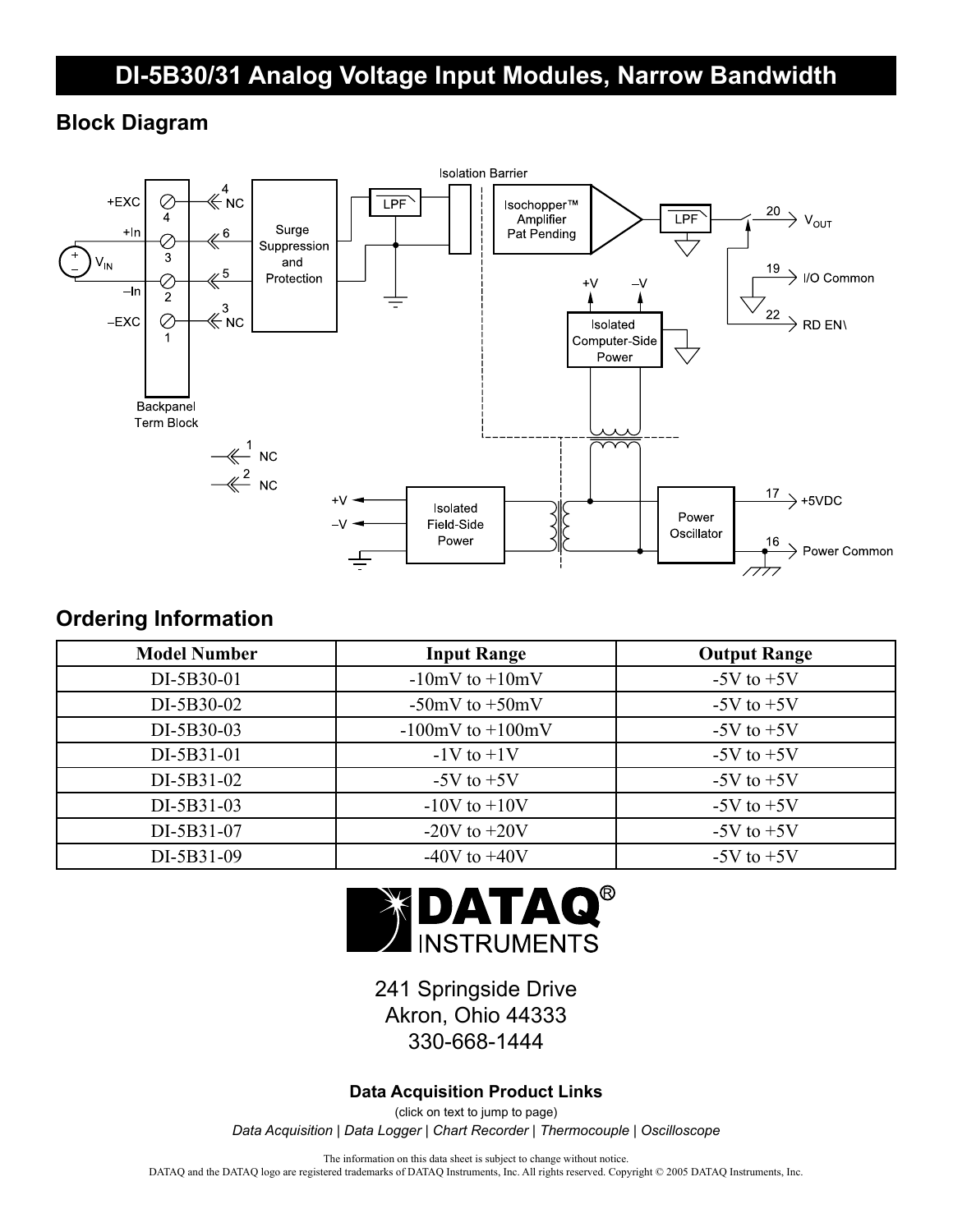# DI-5B30/31 Analog Voltage Input Modules, Narrow Bandwidth

## Block Diagram

+EXC
+In
$V_{IN}$
–In
–EXC
4
3
2
1
Backpanel Term Block
4 NC
6
5
3 NC
1 NC
2 NC
Surge Suppression and Protection
LPF
Isolation Barrier
Isochopper™ Amplifier Pat Pending
LPF
20 $V_{OUT}$
19 I/O Common
22 RD EN\
+V
–V
Isolated Computer-Side Power
+V
–V
Isolated Field-Side Power
Power Oscillator
17 +5VDC
16 Power Common

## Ordering Information

| Model Number | Input Range | Output Range |
|---|---|---|
| DI-5B30-01 | -10mV to +10mV | -5V to +5V |
| DI-5B30-02 | -50mV to +50mV | -5V to +5V |
| DI-5B30-03 | -100mV to +100mV | -5V to +5V |
| DI-5B31-01 | -1V to +1V | -5V to +5V |
| DI-5B31-02 | -5V to +5V | -5V to +5V |
| DI-5B31-03 | -10V to +10V | -5V to +5V |
| DI-5B31-07 | -20V to +20V | -5V to +5V |
| DI-5B31-09 | -40V to +40V | -5V to +5V |

DATAQ® INSTRUMENTS

241 Springside Drive
Akron, Ohio 44333
330-668-1444

**Data Acquisition Product Links**

(click on text to jump to page)

*Data Acquisition | Data Logger | Chart Recorder | Thermocouple | Oscilloscope*

The information on this data sheet is subject to change without notice.
DATAQ and the DATAQ logo are registered trademarks of DATAQ Instruments, Inc. All rights reserved. Copyright © 2005 DATAQ Instruments, Inc.